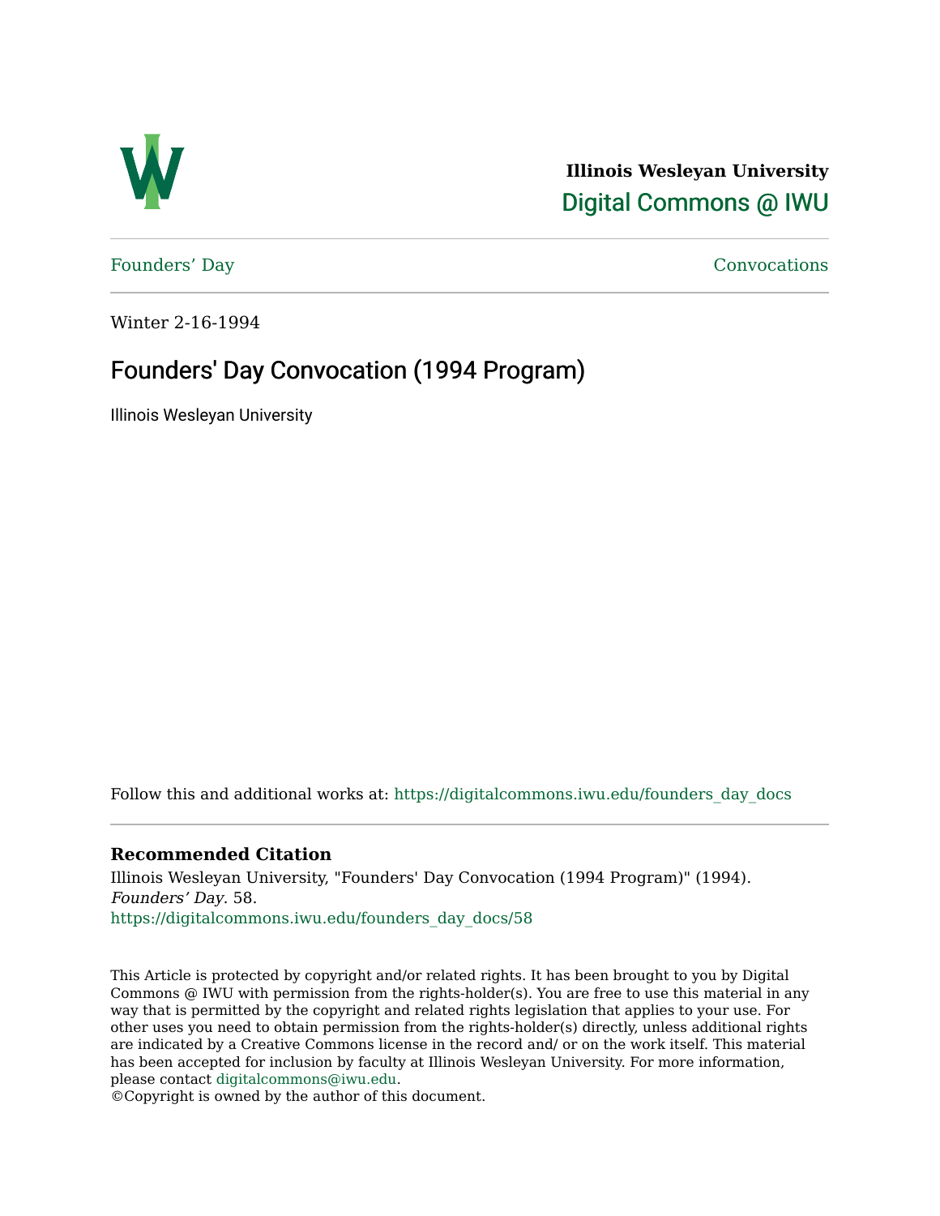**Illinois Wesleyan University**
**Digital Commons @ IWU**

Founders' Day | Convocations

Winter 2-16-1994

# Founders' Day Convocation (1994 Program)

Illinois Wesleyan University

Follow this and additional works at: https://digitalcommons.iwu.edu/founders_day_docs

### Recommended Citation

Illinois Wesleyan University, "Founders' Day Convocation (1994 Program)" (1994). *Founders' Day*. 58.
https://digitalcommons.iwu.edu/founders_day_docs/58

This Article is protected by copyright and/or related rights. It has been brought to you by Digital Commons @ IWU with permission from the rights-holder(s). You are free to use this material in any way that is permitted by the copyright and related rights legislation that applies to your use. For other uses you need to obtain permission from the rights-holder(s) directly, unless additional rights are indicated by a Creative Commons license in the record and/ or on the work itself. This material has been accepted for inclusion by faculty at Illinois Wesleyan University. For more information, please contact digitalcommons@iwu.edu.
©Copyright is owned by the author of this document.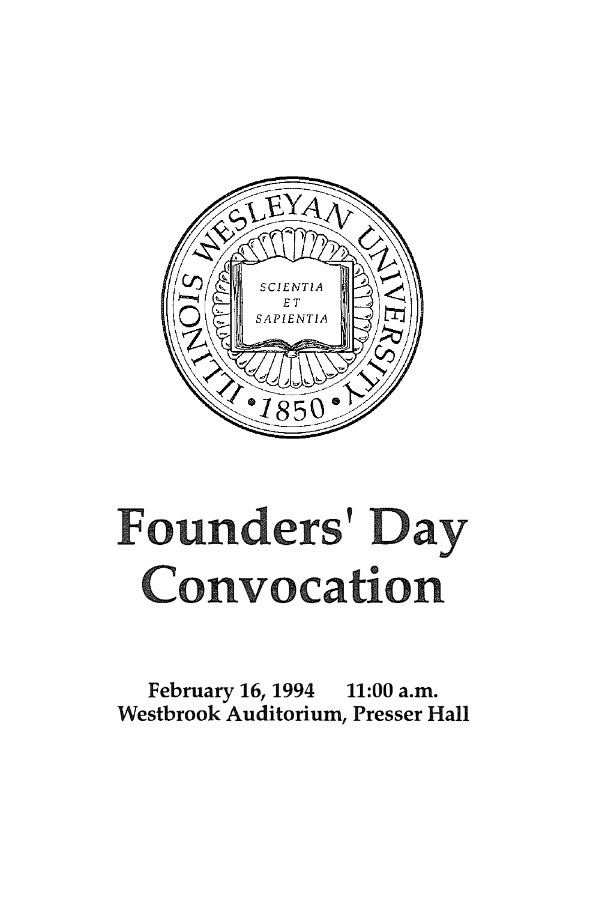# Founders' Day Convocation

February 16, 1994 11:00 a.m.
Westbrook Auditorium, Presser Hall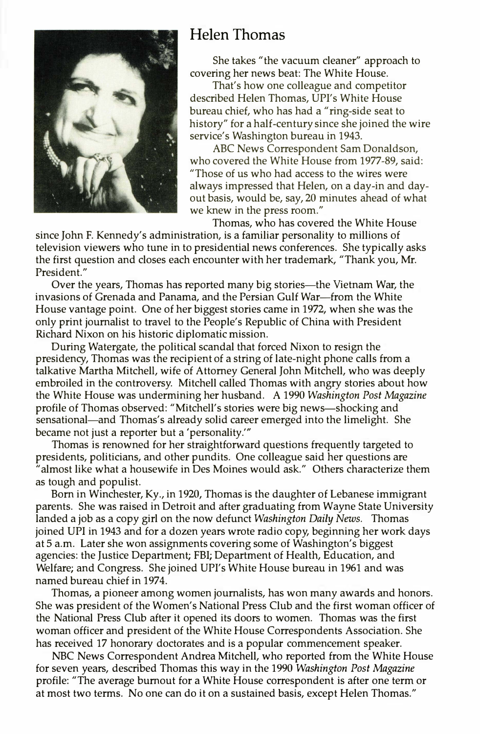## Helen Thomas

She takes "the vacuum cleaner" approach to covering her news beat: The White House.

That's how one colleague and competitor described Helen Thomas, UPI's White House bureau chief, who has had a "ring-side seat to history" for a half-century since she joined the wire service's Washington bureau in 1943.

ABC News Correspondent Sam Donaldson, who covered the White House from 1977-89, said: "Those of us who had access to the wires were always impressed that Helen, on a day-in and day-out basis, would be, say, 20 minutes ahead of what we knew in the press room."

Thomas, who has covered the White House since John F. Kennedy's administration, is a familiar personality to millions of television viewers who tune in to presidential news conferences. She typically asks the first question and closes each encounter with her trademark, "Thank you, Mr. President."

Over the years, Thomas has reported many big stories—the Vietnam War, the invasions of Grenada and Panama, and the Persian Gulf War—from the White House vantage point. One of her biggest stories came in 1972, when she was the only print journalist to travel to the People's Republic of China with President Richard Nixon on his historic diplomatic mission.

During Watergate, the political scandal that forced Nixon to resign the presidency, Thomas was the recipient of a string of late-night phone calls from a talkative Martha Mitchell, wife of Attorney General John Mitchell, who was deeply embroiled in the controversy. Mitchell called Thomas with angry stories about how the White House was undermining her husband. A 1990 *Washington Post Magazine* profile of Thomas observed: "Mitchell's stories were big news—shocking and sensational—and Thomas's already solid career emerged into the limelight. She became not just a reporter but a 'personality.'"

Thomas is renowned for her straightforward questions frequently targeted to presidents, politicians, and other pundits. One colleague said her questions are "almost like what a housewife in Des Moines would ask." Others characterize them as tough and populist.

Born in Winchester, Ky., in 1920, Thomas is the daughter of Lebanese immigrant parents. She was raised in Detroit and after graduating from Wayne State University landed a job as a copy girl on the now defunct *Washington Daily News.* Thomas joined UPI in 1943 and for a dozen years wrote radio copy, beginning her work days at 5 a.m. Later she won assignments covering some of Washington's biggest agencies: the Justice Department; FBI; Department of Health, Education, and Welfare; and Congress. She joined UPI's White House bureau in 1961 and was named bureau chief in 1974.

Thomas, a pioneer among women journalists, has won many awards and honors. She was president of the Women's National Press Club and the first woman officer of the National Press Club after it opened its doors to women. Thomas was the first woman officer and president of the White House Correspondents Association. She has received 17 honorary doctorates and is a popular commencement speaker.

NBC News Correspondent Andrea Mitchell, who reported from the White House for seven years, described Thomas this way in the 1990 *Washington Post Magazine* profile: "The average burnout for a White House correspondent is after one term or at most two terms. No one can do it on a sustained basis, except Helen Thomas."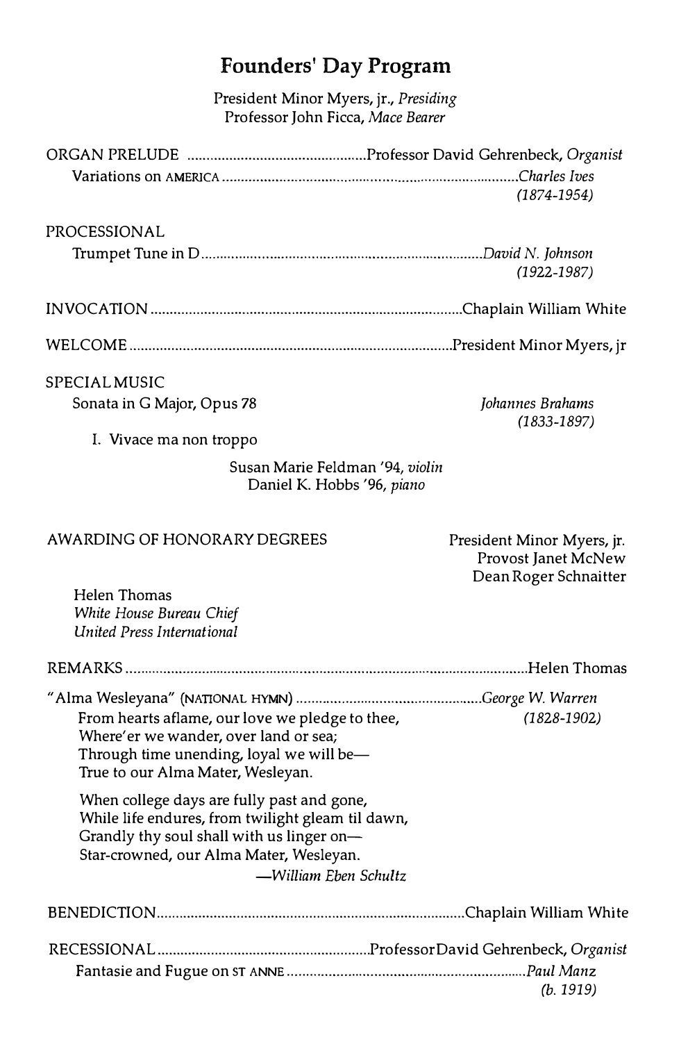## Founders' Day Program

President Minor Myers, jr., *Presiding*
Professor John Ficca, *Mace Bearer*

ORGAN PRELUDE ................................................Professor David Gehrenbeck, *Organist*

Variations on AMERICA ................................................*Charles Ives* (1874-1954)

PROCESSIONAL

Trumpet Tune in D ................................................*David N. Johnson* (1922-1987)

INVOCATION ................................................Chaplain William White

WELCOME ................................................President Minor Myers, jr

SPECIAL MUSIC

Sonata in G Major, Opus 78 — *Johannes Brahams* (1833-1897)

I. Vivace ma non troppo

Susan Marie Feldman '94, *violin*
Daniel K. Hobbs '96, *piano*

AWARDING OF HONORARY DEGREES — President Minor Myers, jr.; Provost Janet McNew; Dean Roger Schnaitter

Helen Thomas
*White House Bureau Chief*
*United Press International*

REMARKS ................................................Helen Thomas

"Alma Wesleyana" (NATIONAL HYMN) ................................................*George W. Warren* (1828-1902)

From hearts aflame, our love we pledge to thee,
Where'er we wander, over land or sea;
Through time unending, loyal we will be—
True to our Alma Mater, Wesleyan.

When college days are fully past and gone,
While life endures, from twilight gleam til dawn,
Grandly thy soul shall with us linger on—
Star-crowned, our Alma Mater, Wesleyan.

—*William Eben Schultz*

BENEDICTION ................................................Chaplain William White

RECESSIONAL ................................................Professor David Gehrenbeck, *Organist*

Fantasie and Fugue on ST ANNE ................................................*Paul Manz* (b. 1919)